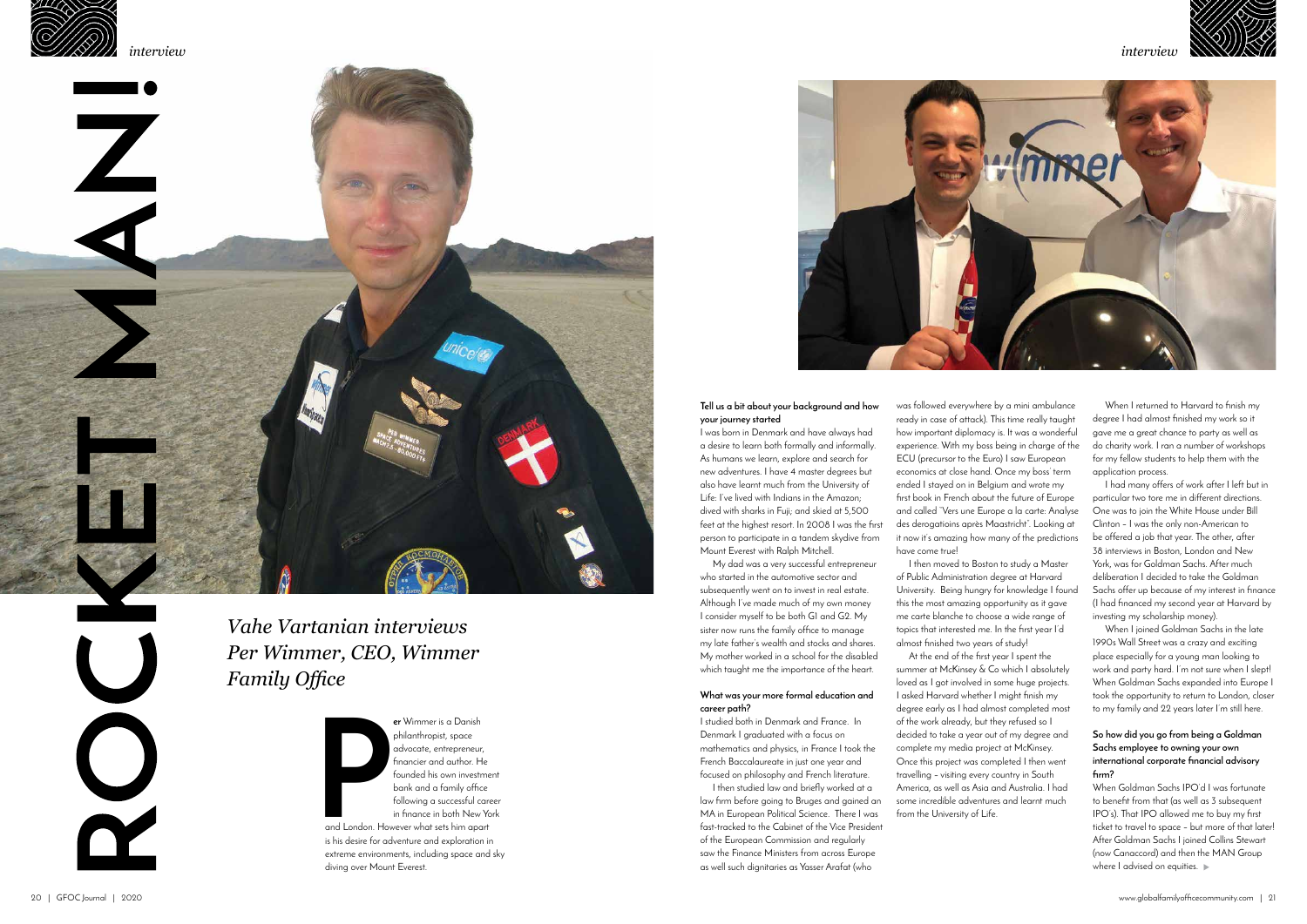# ROCKET MAN!

*Vahe Vartanian interviews Per Wimmer, CEO, Wimmer Family Office*

Per Wimmer is a Danish philanthropist, space advocate, entrepreneur, financier and author. He founded his own investment bank and a family office following a successful career in finance in both New York and London. However what sets him apart is his desire for adventure and exploration in extreme environments, including space and sky diving over Mount Everest.

**Tell us a bit about your background and how your journey started**

I was born in Denmark and have always had a desire to learn both formally and informally. As humans we learn, explore and search for new adventures. I have 4 master degrees but also have learnt much from the University of Life: I've lived with Indians in the Amazon; dived with sharks in Fuji; and skied at 5,500 feet at the highest resort. In 2008 I was the first person to participate in a tandem skydive from Mount Everest with Ralph Mitchell.

My dad was a very successful entrepreneur who started in the automotive sector and subsequently went on to invest in real estate. Although I've made much of my own money I consider myself to be both G1 and G2. My sister now runs the family office to manage my late father's wealth and stocks and shares. My mother worked in a school for the disabled which taught me the importance of the heart.

**What was your more formal education and career path?**

I studied both in Denmark and France. In Denmark I graduated with a focus on mathematics and physics, in France I took the French Baccalaureate in just one year and focused on philosophy and French literature.

I then studied law and briefly worked at a law firm before going to Bruges and gained an MA in European Political Science. There I was fast-tracked to the Cabinet of the Vice President of the European Commission and regularly saw the Finance Ministers from across Europe as well such dignitaries as Yasser Arafat (who was followed everywhere by a mini ambulance ready in case of attack). This time really taught how important diplomacy is. It was a wonderful experience. With my boss being in charge of the ECU (precursor to the Euro) I saw European economics at close hand. Once my boss' term ended I stayed on in Belgium and wrote my first book in French about the future of Europe and called "Vers une Europe a la carte: Analyse des derogatioins après Maastricht". Looking at it now it's amazing how many of the predictions have come true!

I then moved to Boston to study a Master of Public Administration degree at Harvard University. Being hungry for knowledge I found this the most amazing opportunity as it gave me carte blanche to choose a wide range of topics that interested me. In the first year I'd almost finished two years of study!

At the end of the first year I spent the summer at McKinsey & Co which I absolutely loved as I got involved in some huge projects. I asked Harvard whether I might finish my degree early as I had almost completed most of the work already, but they refused so I decided to take a year out of my degree and complete my media project at McKinsey. Once this project was completed I then went travelling – visiting every country in South America, as well as Asia and Australia. I had some incredible adventures and learnt much from the University of Life.

When I returned to Harvard to finish my degree I had almost finished my work so it gave me a great chance to party as well as do charity work. I ran a number of workshops for my fellow students to help them with the application process.

I had many offers of work after I left but in particular two tore me in different directions. One was to join the White House under Bill Clinton – I was the only non-American to be offered a job that year. The other, after 38 interviews in Boston, London and New York, was for Goldman Sachs. After much deliberation I decided to take the Goldman Sachs offer up because of my interest in finance (I had financed my second year at Harvard by investing my scholarship money).

When I joined Goldman Sachs in the late 1990s Wall Street was a crazy and exciting place especially for a young man looking to work and party hard. I'm not sure when I slept! When Goldman Sachs expanded into Europe I took the opportunity to return to London, closer to my family and 22 years later I'm still here.

**So how did you go from being a Goldman Sachs employee to owning your own international corporate financial advisory firm?**

When Goldman Sachs IPO'd I was fortunate to benefit from that (as well as 3 subsequent IPO's). That IPO allowed me to buy my first ticket to travel to space – but more of that later! After Goldman Sachs I joined Collins Stewart (now Canaccord) and then the MAN Group where I advised on equities.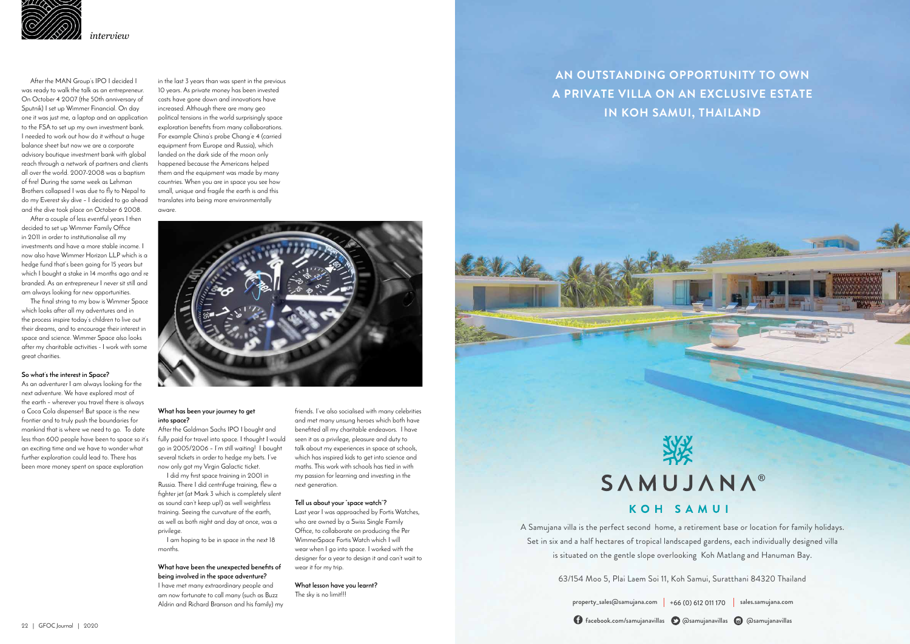After the MAN Group's IPO I decided I was ready to walk the talk as an entrepreneur. On October 4 2007 (the 50th anniversary of Sputnik) I set up Wimmer Financial. On day one it was just me, a laptop and an application to the FSA to set up my own investment bank. I needed to work out how do it without a huge balance sheet but now we are a corporate advisory boutique investment bank with global reach through a network of partners and clients all over the world. 2007-2008 was a baptism of fire! During the same week as Lehman Brothers collapsed I was due to fly to Nepal to do my Everest sky dive – I decided to go ahead and the dive took place on October 6 2008.

After a couple of less eventful years I then decided to set up Wimmer Family Office in 2011 in order to institutionalise all my investments and have a more stable income. I now also have Wimmer Horizon LLP which is a hedge fund that's been going for 15 years but which I bought a stake in 14 months ago and re branded. As an entrepreneur I never sit still and am always looking for new opportunities.

The final string to my bow is Wimmer Space which looks after all my adventures and in the process inspire today's children to live out their dreams, and to encourage their interest in space and science. Wimmer Space also looks after my charitable activities - I work with some great charities.

**So what's the interest in Space?**

As an adventurer I am always looking for the next adventure. We have explored most of the earth – wherever you travel there is always a Coca Cola dispenser! But space is the new frontier and to truly push the boundaries for mankind that is where we need to go. To date less than 600 people have been to space so it's an exciting time and we have to wonder what further exploration could lead to. There has been more money spent on space exploration in the last 3 years than was spent in the previous 10 years. As private money has been invested costs have gone down and innovations have increased. Although there are many geo political tensions in the world surprisingly space exploration benefits from many collaborations. For example China's probe Chang'e 4 (carried equipment from Europe and Russia), which landed on the dark side of the moon only happened because the Americans helped them and the equipment was made by many countries. When you are in space you see how small, unique and fragile the earth is and this translates into being more environmentally aware.

**What has been your journey to get into space?**

After the Goldman Sachs IPO I bought and fully paid for travel into space. I thought I would go in 2005/2006 – I'm still waiting! I bought several tickets in order to hedge my bets. I've now only got my Virgin Galactic ticket.

I did my first space training in 2001 in Russia. There I did centrifuge training, flew a fighter jet (at Mark 3 which is completely silent as sound can't keep up!) as well weightless training. Seeing the curvature of the earth, as well as both night and day at once, was a privilege.

I am hoping to be in space in the next 18 months.

**What have been the unexpected benefits of being involved in the space adventure?**

I have met many extraordinary people and am now fortunate to call many (such as Buzz Aldrin and Richard Branson and his family) my friends. I've also socialised with many celebrities and met many unsung heroes which both have benefited all my charitable endeavors. I have seen it as a privilege, pleasure and duty to talk about my experiences in space at schools, which has inspired kids to get into science and maths. This work with schools has tied in with my passion for learning and investing in the next generation.

**Tell us about your 'space watch'?**

Last year I was approached by Fortis Watches, who are owned by a Swiss Single Family Office, to collaborate on producing the Per WimmerSpace Fortis Watch which I will wear when I go into space. I worked with the designer for a year to design it and can't wait to wear it for my trip.

**What lesson have you learnt?**

The sky is no limit!!!

## AN OUTSTANDING OPPORTUNITY TO OWN A PRIVATE VILLA ON AN EXCLUSIVE ESTATE IN KOH SAMUI, THAILAND

SAMUJANA®

KOH SAMUI

A Samujana villa is the perfect second home, a retirement base or location for family holidays. Set in six and a half hectares of tropical landscaped gardens, each individually designed villa is situated on the gentle slope overlooking Koh Matlang and Hanuman Bay.

63/154 Moo 5, Plai Laem Soi 11, Koh Samui, Suratthani 84320 Thailand

property_sales@samujana.com | +66 (0) 612 011 170 | sales.samujana.com

facebook.com/samujanavillas @samujanavillas @samujanavillas